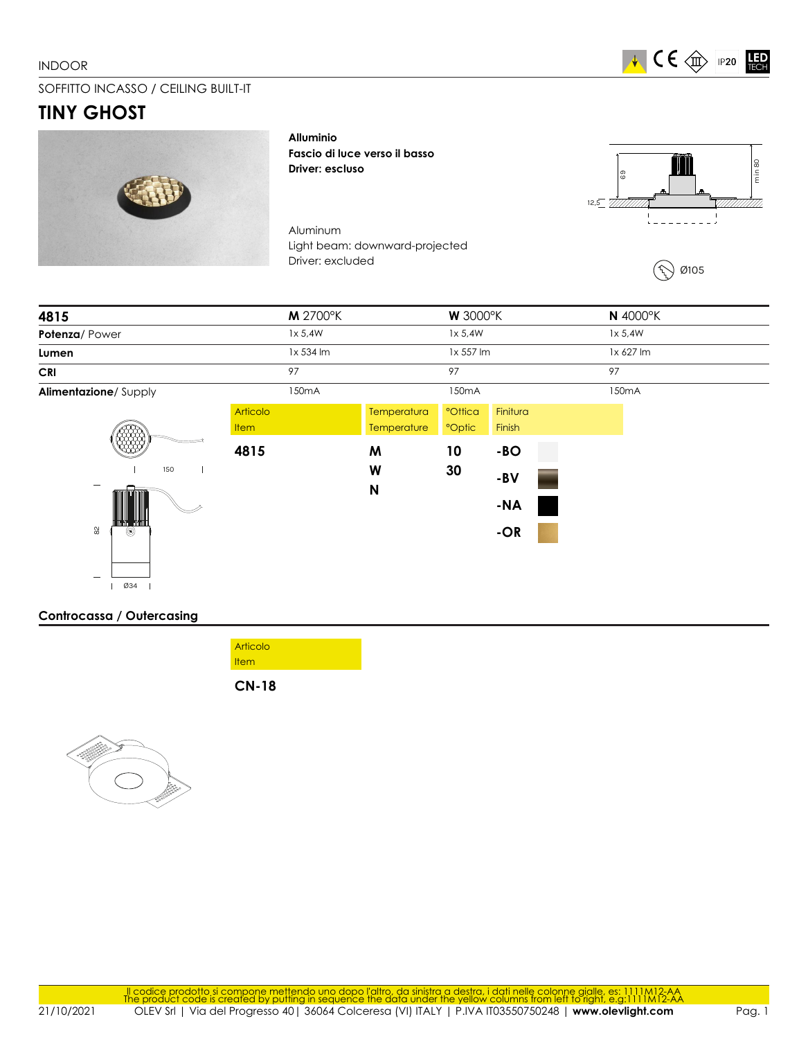INDOOR

SOFFITTO INCASSO / CEILING BUILT-IT

# TINY GHOST

**Alluminio**
**Fascio di luce verso il basso**
**Driver: escluso**

Aluminum
Light beam: downward-projected
Driver: excluded

Ø105

| 4815 | M 2700°K | W 3000°K | N 4000°K |
|---|---|---|---|
| **Potenza**/ Power | 1x 5,4W | 1x 5,4W | 1x 5,4W |
| **Lumen** | 1x 534 lm | 1x 557 lm | 1x 627 lm |
| **CRI** | 97 | 97 | 97 |
| **Alimentazione**/ Supply | 150mA | 150mA | 150mA |

| Articolo Item | Temperatura Temperature | °Ottica °Optic | Finitura Finish |
|---|---|---|---|
| **4815** | **M** | **10** | **-BO** |
| | **W** | **30** | **-BV** |
| | **N** | | **-NA** |
| | | | **-OR** |

## Controcassa / Outercasing

| Articolo Item |
|---|
| **CN-18** |

Il codice prodotto si compone mettendo uno dopo l'altro, da sinistra a destra, i dati nelle colonne gialle, es: 1111M12-AA
The product code is created by putting in sequence the data under the yellow columns from left to right, e.g.:1111M12-AA

21/10/2021 OLEV Srl | Via del Progresso 40 | 36064 Colceresa (VI) ITALY | P.IVA IT03550750248 | **www.olevlight.com**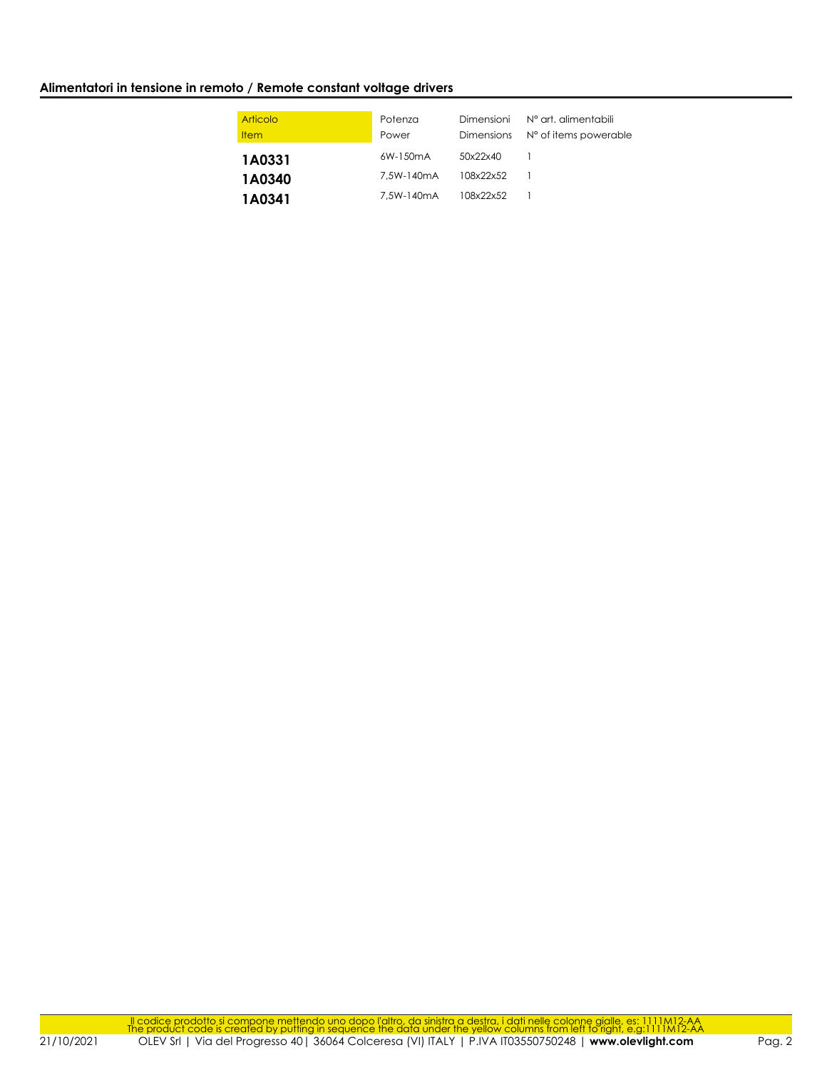**Alimentatori in tensione in remoto / Remote constant voltage drivers**

| Articolo<br>Item | Potenza<br>Power | Dimensioni<br>Dimensions | N° art. alimentabili<br>N° of items powerable |
|---|---|---|---|
| **1A0331** | 6W-150mA | 50x22x40 | 1 |
| **1A0340** | 7,5W-140mA | 108x22x52 | 1 |
| **1A0341** | 7,5W-140mA | 108x22x52 | 1 |

Il codice prodotto si compone mettendo uno dopo l'altro, da sinistra a destra, i dati nelle colonne gialle, es: 1111M12-AA
The product code is created by putting in sequence the data under the yellow columns from left to right, e.g.:1111M12-AA

21/10/2021 OLEV Srl | Via del Progresso 40| 36064 Colceresa (VI) ITALY | P.IVA IT03550750248 | **www.olevlight.com**